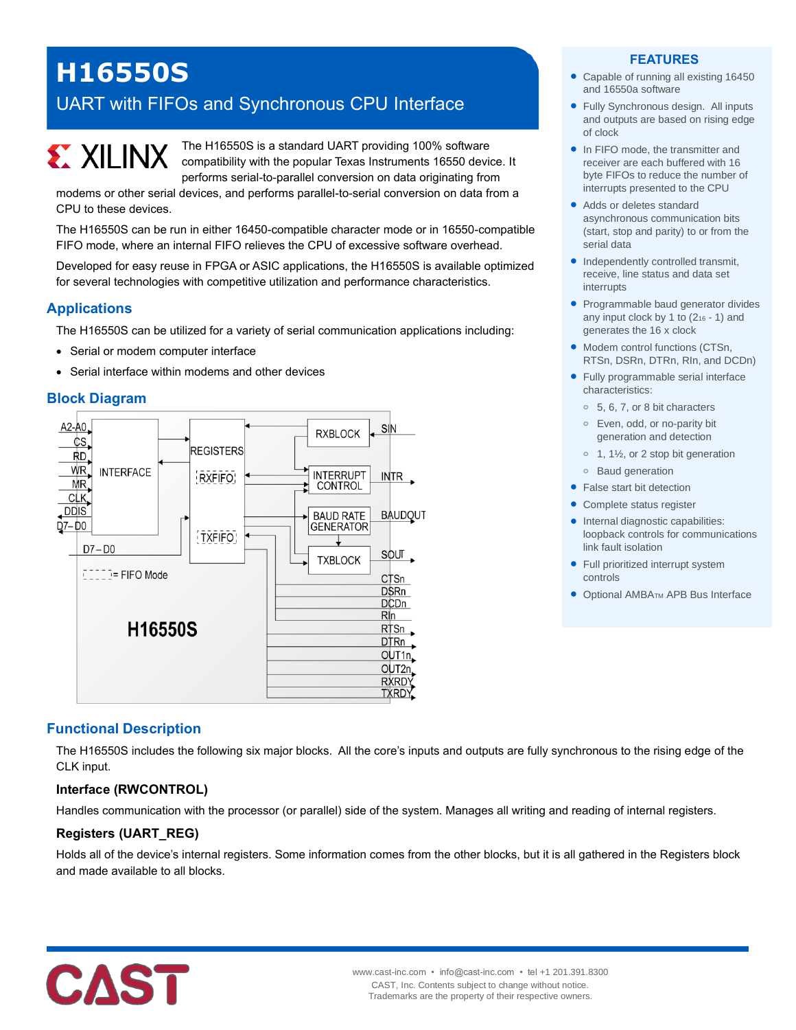# H16550S

## UART with FIFOs and Synchronous CPU Interface

The H16550S is a standard UART providing 100% software compatibility with the popular Texas Instruments 16550 device. It performs serial-to-parallel conversion on data originating from modems or other serial devices, and performs parallel-to-serial conversion on data from a CPU to these devices.

The H16550S can be run in either 16450-compatible character mode or in 16550-compatible FIFO mode, where an internal FIFO relieves the CPU of excessive software overhead.

Developed for easy reuse in FPGA or ASIC applications, the H16550S is available optimized for several technologies with competitive utilization and performance characteristics.

## Applications

The H16550S can be utilized for a variety of serial communication applications including:

- Serial or modem computer interface
- Serial interface within modems and other devices

## Block Diagram

## Functional Description

The H16550S includes the following six major blocks. All the core's inputs and outputs are fully synchronous to the rising edge of the CLK input.

### Interface (RWCONTROL)

Handles communication with the processor (or parallel) side of the system. Manages all writing and reading of internal registers.

### Registers (UART_REG)

Holds all of the device's internal registers. Some information comes from the other blocks, but it is all gathered in the Registers block and made available to all blocks.

## FEATURES

- Capable of running all existing 16450 and 16550a software
- Fully Synchronous design. All inputs and outputs are based on rising edge of clock
- In FIFO mode, the transmitter and receiver are each buffered with 16 byte FIFOs to reduce the number of interrupts presented to the CPU
- Adds or deletes standard asynchronous communication bits (start, stop and parity) to or from the serial data
- Independently controlled transmit, receive, line status and data set interrupts
- Programmable baud generator divides any input clock by 1 to ($2^{16}$ - 1) and generates the 16 x clock
- Modem control functions (CTSn, RTSn, DSRn, DTRn, RIn, and DCDn)
- Fully programmable serial interface characteristics:
  - 5, 6, 7, or 8 bit characters
  - Even, odd, or no-parity bit generation and detection
  - 1, 1½, or 2 stop bit generation
  - Baud generation
- False start bit detection
- Complete status register
- Internal diagnostic capabilities: loopback controls for communications link fault isolation
- Full prioritized interrupt system controls
- Optional AMBA™ APB Bus Interface

www.cast-inc.com • info@cast-inc.com • tel +1 201.391.8300
CAST, Inc. Contents subject to change without notice.
Trademarks are the property of their respective owners.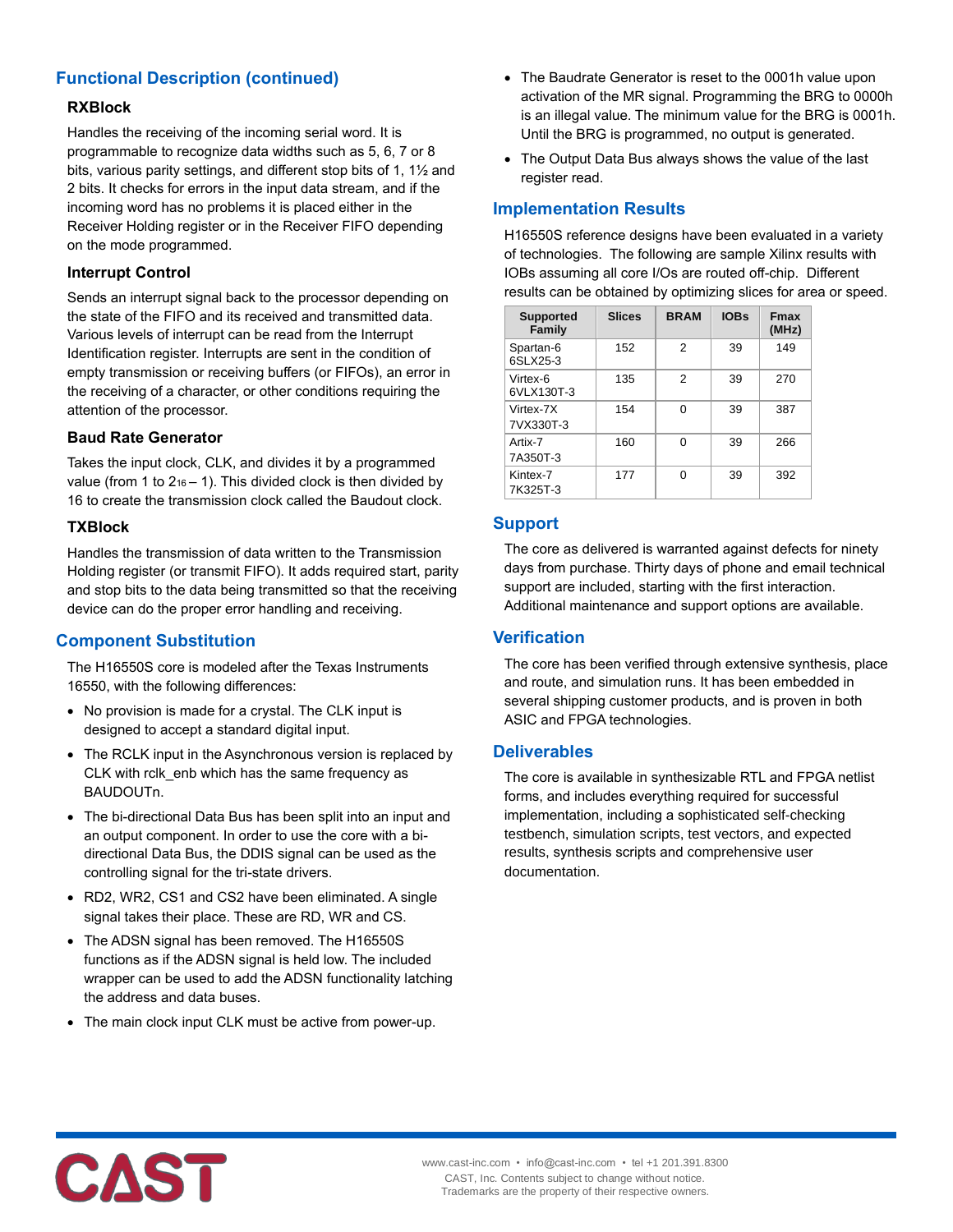## Functional Description (continued)

### RXBlock

Handles the receiving of the incoming serial word. It is programmable to recognize data widths such as 5, 6, 7 or 8 bits, various parity settings, and different stop bits of 1, 1½ and 2 bits. It checks for errors in the input data stream, and if the incoming word has no problems it is placed either in the Receiver Holding register or in the Receiver FIFO depending on the mode programmed.

### Interrupt Control

Sends an interrupt signal back to the processor depending on the state of the FIFO and its received and transmitted data. Various levels of interrupt can be read from the Interrupt Identification register. Interrupts are sent in the condition of empty transmission or receiving buffers (or FIFOs), an error in the receiving of a character, or other conditions requiring the attention of the processor.

### Baud Rate Generator

Takes the input clock, CLK, and divides it by a programmed value (from 1 to $2^{16} - 1$). This divided clock is then divided by 16 to create the transmission clock called the Baudout clock.

### TXBlock

Handles the transmission of data written to the Transmission Holding register (or transmit FIFO). It adds required start, parity and stop bits to the data being transmitted so that the receiving device can do the proper error handling and receiving.

## Component Substitution

The H16550S core is modeled after the Texas Instruments 16550, with the following differences:

- No provision is made for a crystal. The CLK input is designed to accept a standard digital input.
- The RCLK input in the Asynchronous version is replaced by CLK with rclk_enb which has the same frequency as BAUDOUTn.
- The bi-directional Data Bus has been split into an input and an output component. In order to use the core with a bi-directional Data Bus, the DDIS signal can be used as the controlling signal for the tri-state drivers.
- RD2, WR2, CS1 and CS2 have been eliminated. A single signal takes their place. These are RD, WR and CS.
- The ADSN signal has been removed. The H16550S functions as if the ADSN signal is held low. The included wrapper can be used to add the ADSN functionality latching the address and data buses.
- The main clock input CLK must be active from power-up.
- The Baudrate Generator is reset to the 0001h value upon activation of the MR signal. Programming the BRG to 0000h is an illegal value. The minimum value for the BRG is 0001h. Until the BRG is programmed, no output is generated.
- The Output Data Bus always shows the value of the last register read.

## Implementation Results

H16550S reference designs have been evaluated in a variety of technologies. The following are sample Xilinx results with IOBs assuming all core I/Os are routed off-chip. Different results can be obtained by optimizing slices for area or speed.

| Supported Family | Slices | BRAM | IOBs | Fmax (MHz) |
|---|---|---|---|---|
| Spartan-6 6SLX25-3 | 152 | 2 | 39 | 149 |
| Virtex-6 6VLX130T-3 | 135 | 2 | 39 | 270 |
| Virtex-7X 7VX330T-3 | 154 | 0 | 39 | 387 |
| Artix-7 7A350T-3 | 160 | 0 | 39 | 266 |
| Kintex-7 7K325T-3 | 177 | 0 | 39 | 392 |

## Support

The core as delivered is warranted against defects for ninety days from purchase. Thirty days of phone and email technical support are included, starting with the first interaction. Additional maintenance and support options are available.

## Verification

The core has been verified through extensive synthesis, place and route, and simulation runs. It has been embedded in several shipping customer products, and is proven in both ASIC and FPGA technologies.

## Deliverables

The core is available in synthesizable RTL and FPGA netlist forms, and includes everything required for successful implementation, including a sophisticated self-checking testbench, simulation scripts, test vectors, and expected results, synthesis scripts and comprehensive user documentation.

CAST

www.cast-inc.com • info@cast-inc.com • tel +1 201.391.8300
CAST, Inc. Contents subject to change without notice.
Trademarks are the property of their respective owners.